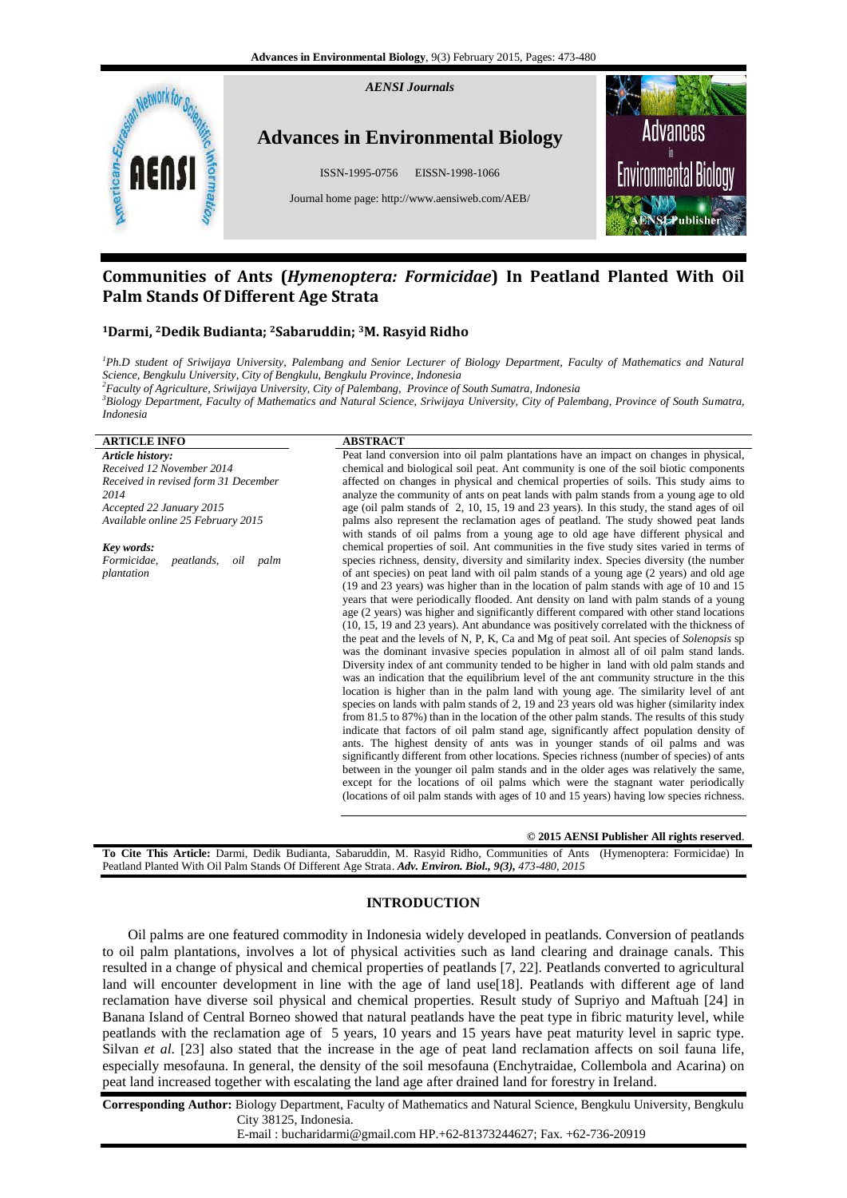*AENSI Journals*

**Advances in Environmental Biology**

ISSN-1995-0756 EISSN-1998-1066

Journal home page: http://www.aensiweb.com/AEB/

# Communities of Ants (*Hymenoptera: Formicidae*) In Peatland Planted With Oil Palm Stands Of Different Age Strata

**[1]Darmi, [2]Dedik Budianta; [2]Sabaruddin; [3]M. Rasyid Ridho**

*[1]Ph.D student of Sriwijaya University, Palembang and Senior Lecturer of Biology Department, Faculty of Mathematics and Natural Science, Bengkulu University, City of Bengkulu, Bengkulu Province, Indonesia*
*[2]Faculty of Agriculture, Sriwijaya University, City of Palembang, Province of South Sumatra, Indonesia*
*[3]Biology Department, Faculty of Mathematics and Natural Science, Sriwijaya University, City of Palembang, Province of South Sumatra, Indonesia*

**ARTICLE INFO**

***Article history:***
*Received 12 November 2014*
*Received in revised form 31 December 2014*
*Accepted 22 January 2015*
*Available online 25 February 2015*

***Key words:***
*Formicidae, peatlands, oil palm plantation*

**ABSTRACT**

Peat land conversion into oil palm plantations have an impact on changes in physical, chemical and biological soil peat. Ant community is one of the soil biotic components affected on changes in physical and chemical properties of soils. This study aims to analyze the community of ants on peat lands with palm stands from a young age to old age (oil palm stands of 2, 10, 15, 19 and 23 years). In this study, the stand ages of oil palms also represent the reclamation ages of peatland. The study showed peat lands with stands of oil palms from a young age to old age have different physical and chemical properties of soil. Ant communities in the five study sites varied in terms of species richness, density, diversity and similarity index. Species diversity (the number of ant species) on peat land with oil palm stands of a young age (2 years) and old age (19 and 23 years) was higher than in the location of palm stands with age of 10 and 15 years that were periodically flooded. Ant density on land with palm stands of a young age (2 years) was higher and significantly different compared with other stand locations (10, 15, 19 and 23 years). Ant abundance was positively correlated with the thickness of the peat and the levels of N, P, K, Ca and Mg of peat soil. Ant species of *Solenopsis* sp was the dominant invasive species population in almost all of oil palm stand lands. Diversity index of ant community tended to be higher in land with old palm stands and was an indication that the equilibrium level of the ant community structure in the this location is higher than in the palm land with young age. The similarity level of ant species on lands with palm stands of 2, 19 and 23 years old was higher (similarity index from 81.5 to 87%) than in the location of the other palm stands. The results of this study indicate that factors of oil palm stand age, significantly affect population density of ants. The highest density of ants was in younger stands of oil palms and was significantly different from other locations. Species richness (number of species) of ants between in the younger oil palm stands and in the older ages was relatively the same, except for the locations of oil palms which were the stagnant water periodically (locations of oil palm stands with ages of 10 and 15 years) having low species richness.

**© 2015 AENSI Publisher All rights reserved.**

**To Cite This Article:** Darmi, Dedik Budianta, Sabaruddin, M. Rasyid Ridho, Communities of Ants (Hymenoptera: Formicidae) In Peatland Planted With Oil Palm Stands Of Different Age Strata. *Adv. Environ. Biol., 9(3), 473-480, 2015*

## INTRODUCTION

Oil palms are one featured commodity in Indonesia widely developed in peatlands. Conversion of peatlands to oil palm plantations, involves a lot of physical activities such as land clearing and drainage canals. This resulted in a change of physical and chemical properties of peatlands [7, 22]. Peatlands converted to agricultural land will encounter development in line with the age of land use[18]. Peatlands with different age of land reclamation have diverse soil physical and chemical properties. Result study of Supriyo and Maftuah [24] in Banana Island of Central Borneo showed that natural peatlands have the peat type in fibric maturity level, while peatlands with the reclamation age of 5 years, 10 years and 15 years have peat maturity level in sapric type. Silvan *et al.* [23] also stated that the increase in the age of peat land reclamation affects on soil fauna life, especially mesofauna. In general, the density of the soil mesofauna (Enchytraidae, Collembola and Acarina) on peat land increased together with escalating the land age after drained land for forestry in Ireland.

**Corresponding Author:** Biology Department, Faculty of Mathematics and Natural Science, Bengkulu University, Bengkulu City 38125, Indonesia.
E-mail : bucharidarmi@gmail.com HP.+62-81373244627; Fax. +62-736-20919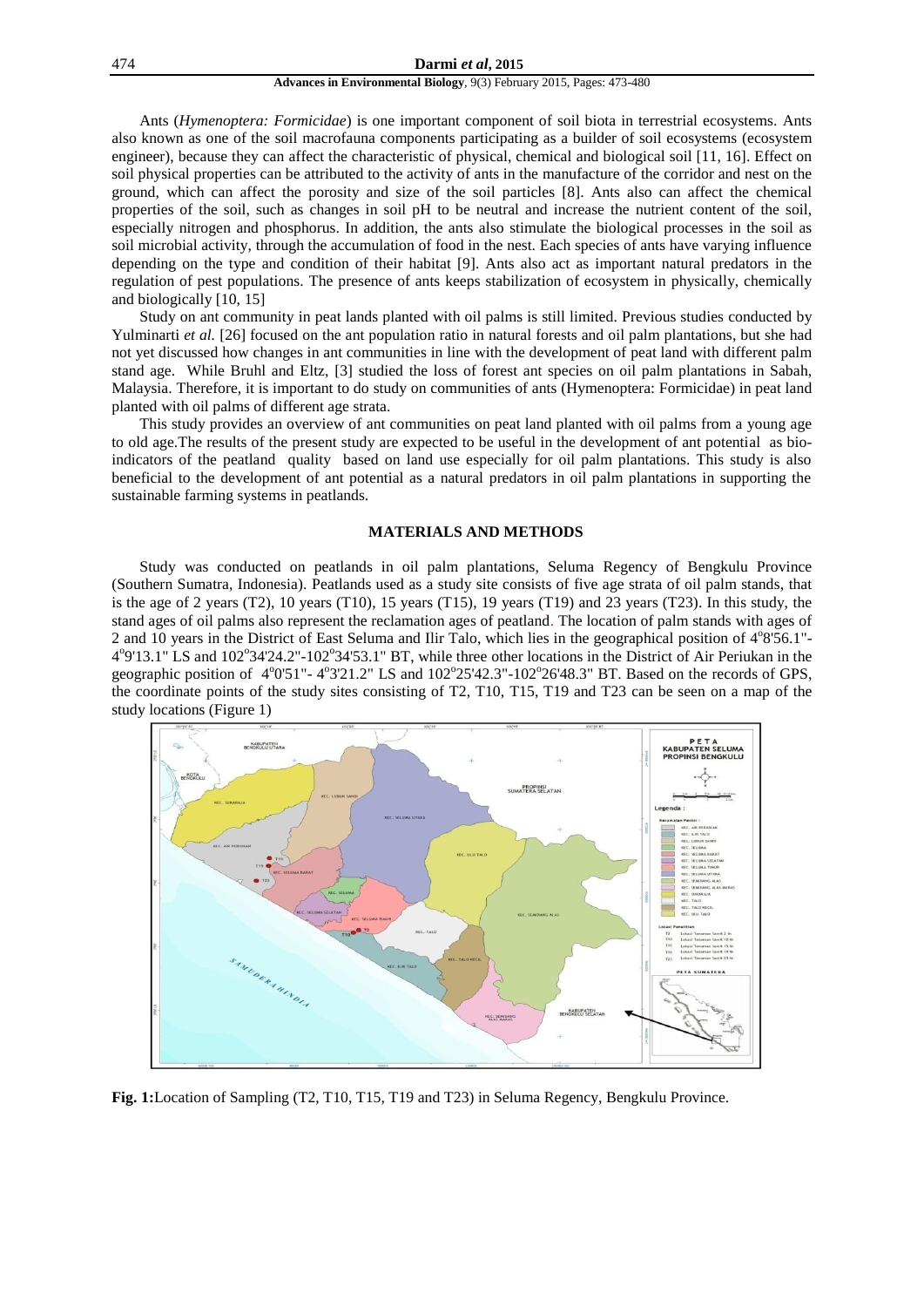Ants (*Hymenoptera: Formicidae*) is one important component of soil biota in terrestrial ecosystems. Ants also known as one of the soil macrofauna components participating as a builder of soil ecosystems (ecosystem engineer), because they can affect the characteristic of physical, chemical and biological soil [11, 16]. Effect on soil physical properties can be attributed to the activity of ants in the manufacture of the corridor and nest on the ground, which can affect the porosity and size of the soil particles [8]. Ants also can affect the chemical properties of the soil, such as changes in soil pH to be neutral and increase the nutrient content of the soil, especially nitrogen and phosphorus. In addition, the ants also stimulate the biological processes in the soil as soil microbial activity, through the accumulation of food in the nest. Each species of ants have varying influence depending on the type and condition of their habitat [9]. Ants also act as important natural predators in the regulation of pest populations. The presence of ants keeps stabilization of ecosystem in physically, chemically and biologically [10, 15]

Study on ant community in peat lands planted with oil palms is still limited. Previous studies conducted by Yulminarti *et al.* [26] focused on the ant population ratio in natural forests and oil palm plantations, but she had not yet discussed how changes in ant communities in line with the development of peat land with different palm stand age. While Bruhl and Eltz, [3] studied the loss of forest ant species on oil palm plantations in Sabah, Malaysia. Therefore, it is important to do study on communities of ants (Hymenoptera: Formicidae) in peat land planted with oil palms of different age strata.

This study provides an overview of ant communities on peat land planted with oil palms from a young age to old age.The results of the present study are expected to be useful in the development of ant potential as bio-indicators of the peatland quality based on land use especially for oil palm plantations. This study is also beneficial to the development of ant potential as a natural predators in oil palm plantations in supporting the sustainable farming systems in peatlands.

## MATERIALS AND METHODS

Study was conducted on peatlands in oil palm plantations, Seluma Regency of Bengkulu Province (Southern Sumatra, Indonesia). Peatlands used as a study site consists of five age strata of oil palm stands, that is the age of 2 years (T2), 10 years (T10), 15 years (T15), 19 years (T19) and 23 years (T23). In this study, the stand ages of oil palms also represent the reclamation ages of peatland. The location of palm stands with ages of 2 and 10 years in the District of East Seluma and Ilir Talo, which lies in the geographical position of 4°8'56.1"-4°9'13.1" LS and 102°34'24.2"-102°34'53.1" BT, while three other locations in the District of Air Periukan in the geographic position of 4°0'51"- 4°3'21.2" LS and 102°25'42.3"-102°26'48.3" BT. Based on the records of GPS, the coordinate points of the study sites consisting of T2, T10, T15, T19 and T23 can be seen on a map of the study locations (Figure 1)

**Fig. 1:** Location of Sampling (T2, T10, T15, T19 and T23) in Seluma Regency, Bengkulu Province.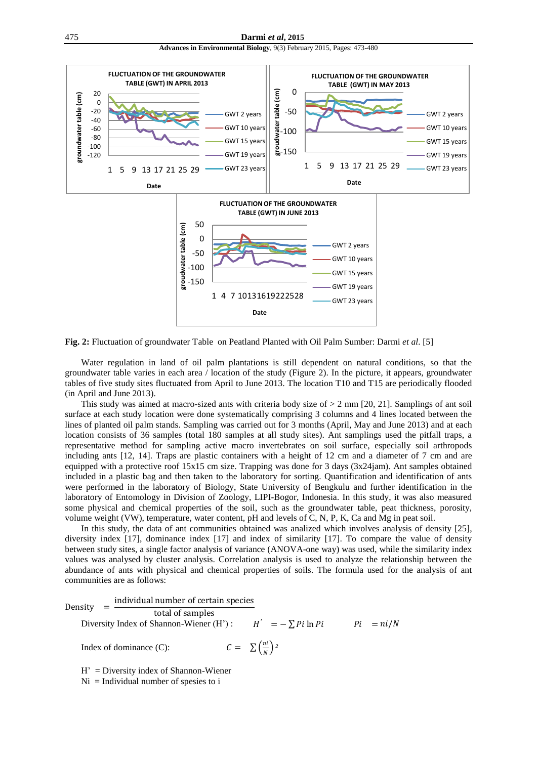**Fig. 2:** Fluctuation of groundwater Table on Peatland Planted with Oil Palm Sumber: Darmi *et al.* [5]

Water regulation in land of oil palm plantations is still dependent on natural conditions, so that the groundwater table varies in each area / location of the study (Figure 2). In the picture, it appears, groundwater tables of five study sites fluctuated from April to June 2013. The location T10 and T15 are periodically flooded (in April and June 2013).

This study was aimed at macro-sized ants with criteria body size of > 2 mm [20, 21]. Samplings of ant soil surface at each study location were done systematically comprising 3 columns and 4 lines located between the lines of planted oil palm stands. Sampling was carried out for 3 months (April, May and June 2013) and at each location consists of 36 samples (total 180 samples at all study sites). Ant samplings used the pitfall traps, a representative method for sampling active macro invertebrates on soil surface, especially soil arthropods including ants [12, 14]. Traps are plastic containers with a height of 12 cm and a diameter of 7 cm and are equipped with a protective roof 15x15 cm size. Trapping was done for 3 days (3x24jam). Ant samples obtained included in a plastic bag and then taken to the laboratory for sorting. Quantification and identification of ants were performed in the laboratory of Biology, State University of Bengkulu and further identification in the laboratory of Entomology in Division of Zoology, LIPI-Bogor, Indonesia. In this study, it was also measured some physical and chemical properties of the soil, such as the groundwater table, peat thickness, porosity, volume weight (VW), temperature, water content, pH and levels of C, N, P, K, Ca and Mg in peat soil.

In this study, the data of ant communities obtained was analyzed which involves analysis of density [25], diversity index [17], dominance index [17] and index of similarity [17]. To compare the value of density between study sites, a single factor analysis of variance (ANOVA-one way) was used, while the similarity index values was analysed by cluster analysis. Correlation analysis is used to analyze the relationship between the abundance of ants with physical and chemical properties of soils. The formula used for the analysis of ant communities are as follows:

$$\text{Density} = \frac{\text{individual number of certain species}}{\text{total of samples}}$$

Diversity Index of Shannon-Wiener (H') : $H' = -\sum Pi \ln Pi$ $\quad Pi = ni/N$

Index of dominance (C): $C = \sum \left(\frac{ni}{N}\right)^2$

H' = Diversity index of Shannon-Wiener
Ni = Individual number of spesies to i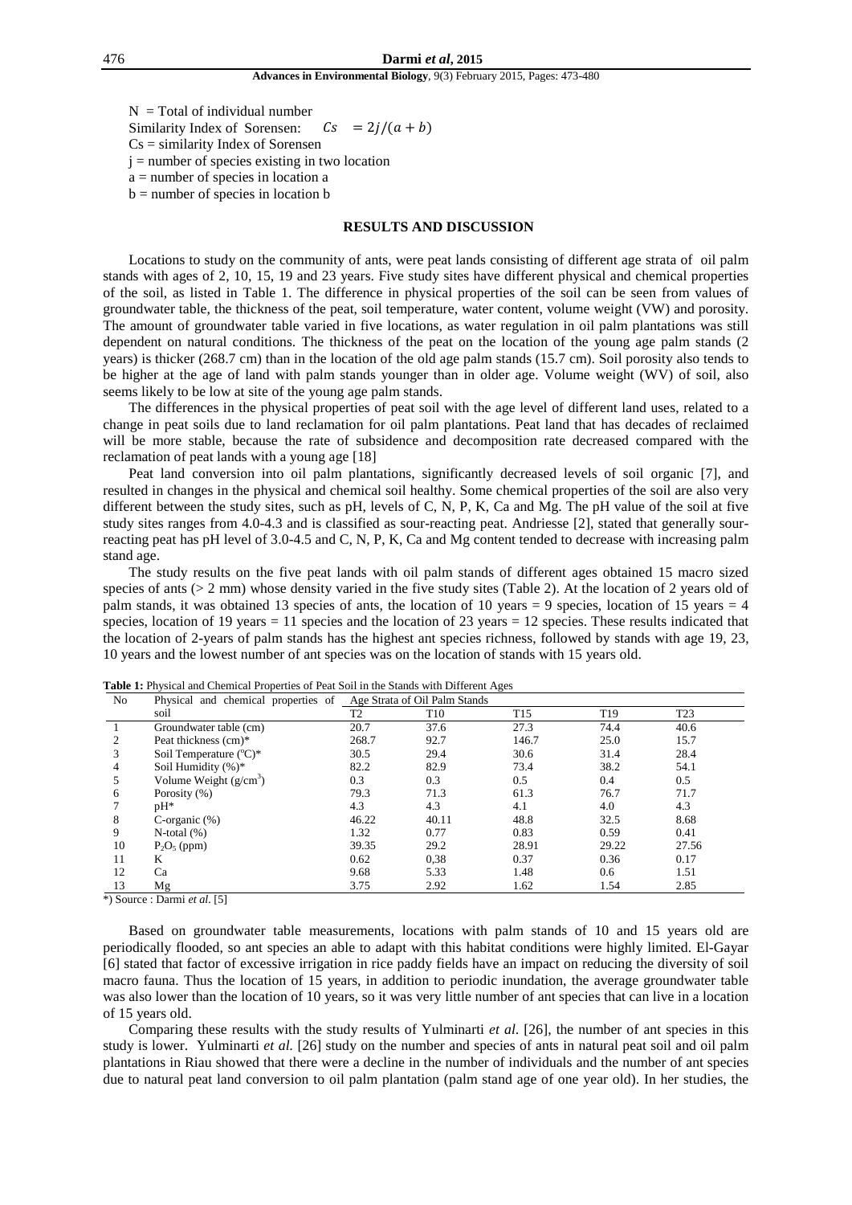N = Total of individual number

Similarity Index of Sorensen: $Cs = 2j/(a+b)$

Cs = similarity Index of Sorensen

j = number of species existing in two location

a = number of species in location a

b = number of species in location b

## RESULTS AND DISCUSSION

Locations to study on the community of ants, were peat lands consisting of different age strata of oil palm stands with ages of 2, 10, 15, 19 and 23 years. Five study sites have different physical and chemical properties of the soil, as listed in Table 1. The difference in physical properties of the soil can be seen from values of groundwater table, the thickness of the peat, soil temperature, water content, volume weight (VW) and porosity. The amount of groundwater table varied in five locations, as water regulation in oil palm plantations was still dependent on natural conditions. The thickness of the peat on the location of the young age palm stands (2 years) is thicker (268.7 cm) than in the location of the old age palm stands (15.7 cm). Soil porosity also tends to be higher at the age of land with palm stands younger than in older age. Volume weight (WV) of soil, also seems likely to be low at site of the young age palm stands.

The differences in the physical properties of peat soil with the age level of different land uses, related to a change in peat soils due to land reclamation for oil palm plantations. Peat land that has decades of reclaimed will be more stable, because the rate of subsidence and decomposition rate decreased compared with the reclamation of peat lands with a young age [18]

Peat land conversion into oil palm plantations, significantly decreased levels of soil organic [7], and resulted in changes in the physical and chemical soil healthy. Some chemical properties of the soil are also very different between the study sites, such as pH, levels of C, N, P, K, Ca and Mg. The pH value of the soil at five study sites ranges from 4.0-4.3 and is classified as sour-reacting peat. Andriesse [2], stated that generally sour-reacting peat has pH level of 3.0-4.5 and C, N, P, K, Ca and Mg content tended to decrease with increasing palm stand age.

The study results on the five peat lands with oil palm stands of different ages obtained 15 macro sized species of ants (> 2 mm) whose density varied in the five study sites (Table 2). At the location of 2 years old of palm stands, it was obtained 13 species of ants, the location of 10 years = 9 species, location of 15 years = 4 species, location of 19 years = 11 species and the location of 23 years = 12 species. These results indicated that the location of 2-years of palm stands has the highest ant species richness, followed by stands with age 19, 23, 10 years and the lowest number of ant species was on the location of stands with 15 years old.

**Table 1:** Physical and Chemical Properties of Peat Soil in the Stands with Different Ages

| No | Physical and chemical properties of soil | Age Strata of Oil Palm Stands | | | | |
|---|---|---|---|---|---|---|
| | | T2 | T10 | T15 | T19 | T23 |
| 1 | Groundwater table (cm) | 20.7 | 37.6 | 27.3 | 74.4 | 40.6 |
| 2 | Peat thickness (cm)* | 268.7 | 92.7 | 146.7 | 25.0 | 15.7 |
| 3 | Soil Temperature ($^{o}$C)* | 30.5 | 29.4 | 30.6 | 31.4 | 28.4 |
| 4 | Soil Humidity (%)* | 82.2 | 82.9 | 73.4 | 38.2 | 54.1 |
| 5 | Volume Weight (g/cm$^3$) | 0.3 | 0.3 | 0.5 | 0.4 | 0.5 |
| 6 | Porosity (%) | 79.3 | 71.3 | 61.3 | 76.7 | 71.7 |
| 7 | pH* | 4.3 | 4.3 | 4.1 | 4.0 | 4.3 |
| 8 | C-organic (%) | 46.22 | 40.11 | 48.8 | 32.5 | 8.68 |
| 9 | N-total (%) | 1.32 | 0.77 | 0.83 | 0.59 | 0.41 |
| 10 | $P_2O_5$ (ppm) | 39.35 | 29.2 | 28.91 | 29.22 | 27.56 |
| 11 | K | 0.62 | 0,38 | 0.37 | 0.36 | 0.17 |
| 12 | Ca | 9.68 | 5.33 | 1.48 | 0.6 | 1.51 |
| 13 | Mg | 3.75 | 2.92 | 1.62 | 1.54 | 2.85 |

*) Source : Darmi *et al*. [5]

Based on groundwater table measurements, locations with palm stands of 10 and 15 years old are periodically flooded, so ant species an able to adapt with this habitat conditions were highly limited. El-Gayar [6] stated that factor of excessive irrigation in rice paddy fields have an impact on reducing the diversity of soil macro fauna. Thus the location of 15 years, in addition to periodic inundation, the average groundwater table was also lower than the location of 10 years, so it was very little number of ant species that can live in a location of 15 years old.

Comparing these results with the study results of Yulminarti *et al*. [26], the number of ant species in this study is lower. Yulminarti *et al.* [26] study on the number and species of ants in natural peat soil and oil palm plantations in Riau showed that there were a decline in the number of individuals and the number of ant species due to natural peat land conversion to oil palm plantation (palm stand age of one year old). In her studies, the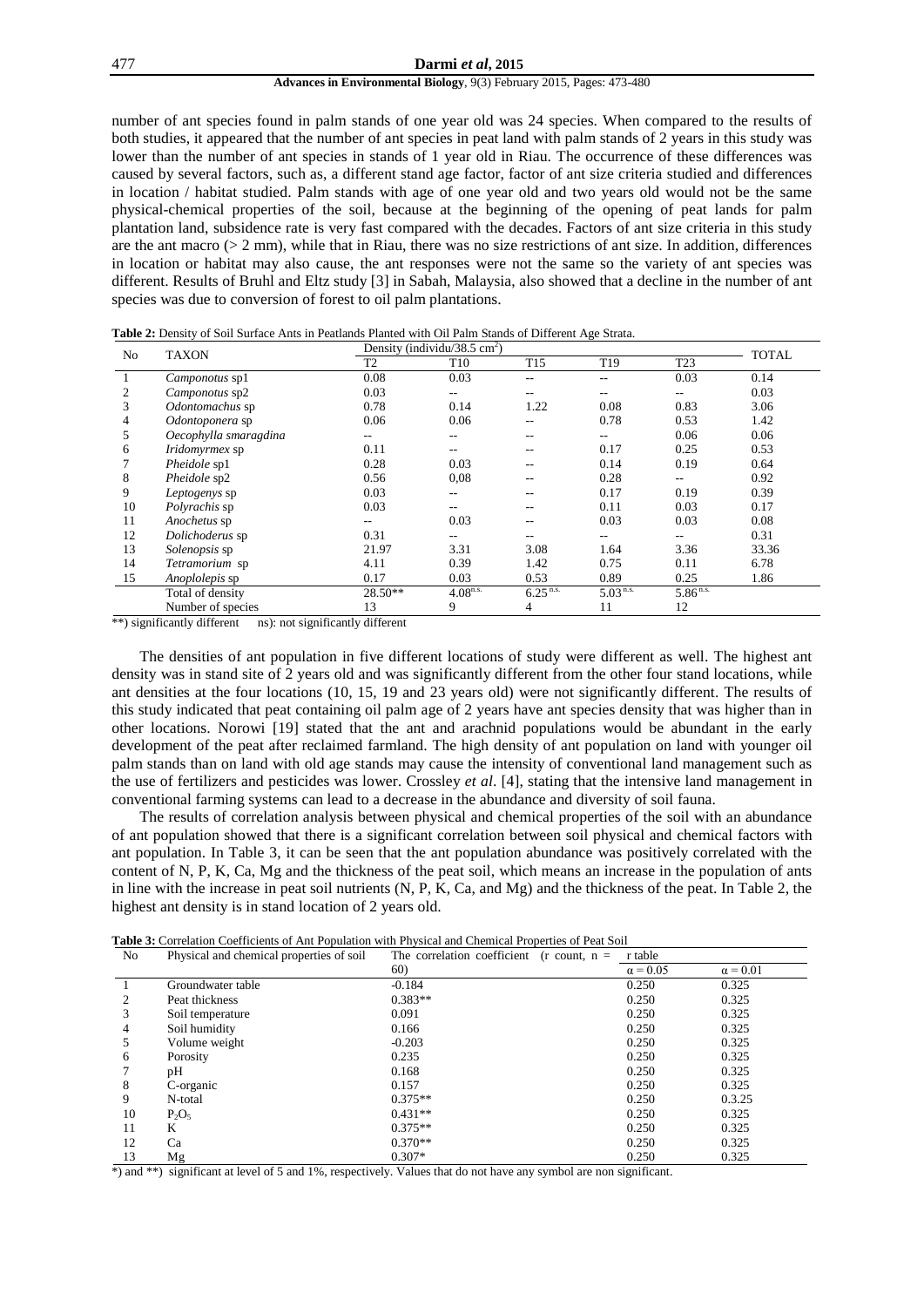number of ant species found in palm stands of one year old was 24 species. When compared to the results of both studies, it appeared that the number of ant species in peat land with palm stands of 2 years in this study was lower than the number of ant species in stands of 1 year old in Riau. The occurrence of these differences was caused by several factors, such as, a different stand age factor, factor of ant size criteria studied and differences in location / habitat studied. Palm stands with age of one year old and two years old would not be the same physical-chemical properties of the soil, because at the beginning of the opening of peat lands for palm plantation land, subsidence rate is very fast compared with the decades. Factors of ant size criteria in this study are the ant macro (> 2 mm), while that in Riau, there was no size restrictions of ant size. In addition, differences in location or habitat may also cause, the ant responses were not the same so the variety of ant species was different. Results of Bruhl and Eltz study [3] in Sabah, Malaysia, also showed that a decline in the number of ant species was due to conversion of forest to oil palm plantations.

**Table 2:** Density of Soil Surface Ants in Peatlands Planted with Oil Palm Stands of Different Age Strata.

| No | TAXON | Density (individu/38.5 $cm^2$) | | | | | TOTAL |
|---|---|---|---|---|---|---|---|
| | | T2 | T10 | T15 | T19 | T23 | |
| 1 | *Camponotus* sp1 | 0.08 | 0.03 | -- | -- | 0.03 | 0.14 |
| 2 | *Camponotus* sp2 | 0.03 | -- | -- | -- | -- | 0.03 |
| 3 | *Odontomachus* sp | 0.78 | 0.14 | 1.22 | 0.08 | 0.83 | 3.06 |
| 4 | *Odontoponera* sp | 0.06 | 0.06 | -- | 0.78 | 0.53 | 1.42 |
| 5 | *Oecophylla smaragdina* | -- | -- | -- | -- | 0.06 | 0.06 |
| 6 | *Iridomyrmex* sp | 0.11 | -- | -- | 0.17 | 0.25 | 0.53 |
| 7 | *Pheidole* sp1 | 0.28 | 0.03 | -- | 0.14 | 0.19 | 0.64 |
| 8 | *Pheidole* sp2 | 0.56 | 0,08 | -- | 0.28 | -- | 0.92 |
| 9 | *Leptogenys* sp | 0.03 | -- | -- | 0.17 | 0.19 | 0.39 |
| 10 | *Polyrachis* sp | 0.03 | -- | -- | 0.11 | 0.03 | 0.17 |
| 11 | *Anochetus* sp | -- | 0.03 | -- | 0.03 | 0.03 | 0.08 |
| 12 | *Dolichoderus* sp | 0.31 | -- | -- | -- | -- | 0.31 |
| 13 | *Solenopsis* sp | 21.97 | 3.31 | 3.08 | 1.64 | 3.36 | 33.36 |
| 14 | *Tetramorium* sp | 4.11 | 0.39 | 1.42 | 0.75 | 0.11 | 6.78 |
| 15 | *Anoplolepis* sp | 0.17 | 0.03 | 0.53 | 0.89 | 0.25 | 1.86 |
| | Total of density | 28.50** | $4.08^{n.s.}$ | $6.25^{n.s.}$ | $5.03^{n.s.}$ | $5.86^{n.s.}$ | |
| | Number of species | 13 | 9 | 4 | 11 | 12 | |

**) significantly different ns): not significantly different

The densities of ant population in five different locations of study were different as well. The highest ant density was in stand site of 2 years old and was significantly different from the other four stand locations, while ant densities at the four locations (10, 15, 19 and 23 years old) were not significantly different. The results of this study indicated that peat containing oil palm age of 2 years have ant species density that was higher than in other locations. Norowi [19] stated that the ant and arachnid populations would be abundant in the early development of the peat after reclaimed farmland. The high density of ant population on land with younger oil palm stands than on land with old age stands may cause the intensity of conventional land management such as the use of fertilizers and pesticides was lower. Crossley *et al*. [4], stating that the intensive land management in conventional farming systems can lead to a decrease in the abundance and diversity of soil fauna.

The results of correlation analysis between physical and chemical properties of the soil with an abundance of ant population showed that there is a significant correlation between soil physical and chemical factors with ant population. In Table 3, it can be seen that the ant population abundance was positively correlated with the content of N, P, K, Ca, Mg and the thickness of the peat soil, which means an increase in the population of ants in line with the increase in peat soil nutrients (N, P, K, Ca, and Mg) and the thickness of the peat. In Table 2, the highest ant density is in stand location of 2 years old.

**Table 3:** Correlation Coefficients of Ant Population with Physical and Chemical Properties of Peat Soil

| No | Physical and chemical properties of soil | The correlation coefficient (r count, n = 60) | r table | |
|---|---|---|---|---|
| | | | $\alpha = 0.05$ | $\alpha = 0.01$ |
| 1 | Groundwater table | -0.184 | 0.250 | 0.325 |
| 2 | Peat thickness | 0.383** | 0.250 | 0.325 |
| 3 | Soil temperature | 0.091 | 0.250 | 0.325 |
| 4 | Soil humidity | 0.166 | 0.250 | 0.325 |
| 5 | Volume weight | -0.203 | 0.250 | 0.325 |
| 6 | Porosity | 0.235 | 0.250 | 0.325 |
| 7 | pH | 0.168 | 0.250 | 0.325 |
| 8 | C-organic | 0.157 | 0.250 | 0.325 |
| 9 | N-total | 0.375** | 0.250 | 0.3.25 |
| 10 | $P_2O_5$ | 0.431** | 0.250 | 0.325 |
| 11 | K | 0.375** | 0.250 | 0.325 |
| 12 | Ca | 0.370** | 0.250 | 0.325 |
| 13 | Mg | 0.307* | 0.250 | 0.325 |

*) and **) significant at level of 5 and 1%, respectively. Values that do not have any symbol are non significant.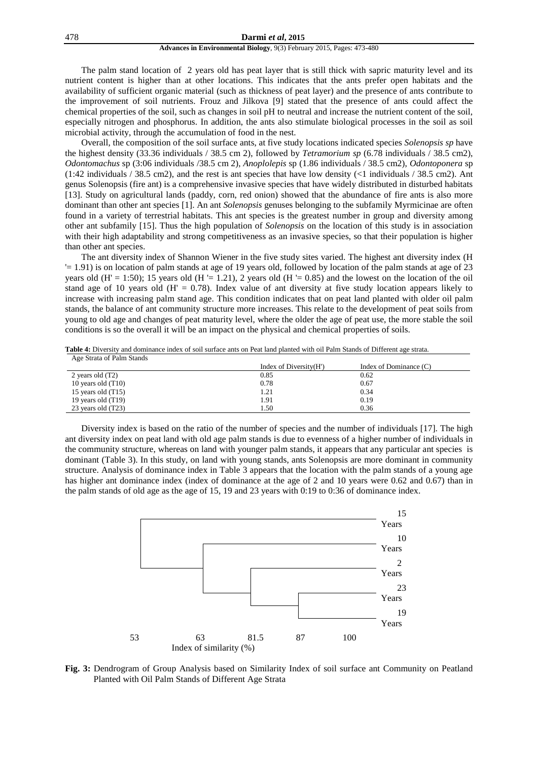The palm stand location of 2 years old has peat layer that is still thick with sapric maturity level and its nutrient content is higher than at other locations. This indicates that the ants prefer open habitats and the availability of sufficient organic material (such as thickness of peat layer) and the presence of ants contribute to the improvement of soil nutrients. Frouz and Jilkova [9] stated that the presence of ants could affect the chemical properties of the soil, such as changes in soil pH to neutral and increase the nutrient content of the soil, especially nitrogen and phosphorus. In addition, the ants also stimulate biological processes in the soil as soil microbial activity, through the accumulation of food in the nest.

Overall, the composition of the soil surface ants, at five study locations indicated species *Solenopsis sp* have the highest density (33.36 individuals / 38.5 cm 2), followed by *Tetramorium sp* (6.78 individuals / 38.5 cm2), *Odontomachus* sp (3:06 individuals /38.5 cm 2), *Anoplolepis* sp (1.86 individuals / 38.5 cm2), *Odontoponera* sp (1:42 individuals / 38.5 cm2), and the rest is ant species that have low density (<1 individuals / 38.5 cm2). Ant genus Solenopsis (fire ant) is a comprehensive invasive species that have widely distributed in disturbed habitats [13]. Study on agricultural lands (paddy, corn, red onion) showed that the abundance of fire ants is also more dominant than other ant species [1]. An ant *Solenopsis* genuses belonging to the subfamily Myrmicinae are often found in a variety of terrestrial habitats. This ant species is the greatest number in group and diversity among other ant subfamily [15]. Thus the high population of *Solenopsis* on the location of this study is in association with their high adaptability and strong competitiveness as an invasive species, so that their population is higher than other ant species.

The ant diversity index of Shannon Wiener in the five study sites varied. The highest ant diversity index (H '= 1.91) is on location of palm stands at age of 19 years old, followed by location of the palm stands at age of 23 years old (H' = 1:50); 15 years old (H '= 1.21), 2 years old (H '= 0.85) and the lowest on the location of the oil stand age of 10 years old (H' = 0.78). Index value of ant diversity at five study location appears likely to increase with increasing palm stand age. This condition indicates that on peat land planted with older oil palm stands, the balance of ant community structure more increases. This relate to the development of peat soils from young to old age and changes of peat maturity level, where the older the age of peat use, the more stable the soil conditions is so the overall it will be an impact on the physical and chemical properties of soils.

**Table 4:** Diversity and dominance index of soil surface ants on Peat land planted with oil Palm Stands of Different age strata.

| Age Strata of Palm Stands | Index of Diversity(H') | Index of Dominance (C) |
|---|---|---|
| 2 years old (T2) | 0.85 | 0.62 |
| 10 years old (T10) | 0.78 | 0.67 |
| 15 years old (T15) | 1.21 | 0.34 |
| 19 years old (T19) | 1.91 | 0.19 |
| 23 years old (T23) | 1.50 | 0.36 |

Diversity index is based on the ratio of the number of species and the number of individuals [17]. The high ant diversity index on peat land with old age palm stands is due to evenness of a higher number of individuals in the community structure, whereas on land with younger palm stands, it appears that any particular ant species is dominant (Table 3). In this study, on land with young stands, ants Solenopsis are more dominant in community structure. Analysis of dominance index in Table 3 appears that the location with the palm stands of a young age has higher ant dominance index (index of dominance at the age of 2 and 10 years were 0.62 and 0.67) than in the palm stands of old age as the age of 15, 19 and 23 years with 0:19 to 0:36 of dominance index.

**Fig. 3:** Dendrogram of Group Analysis based on Similarity Index of soil surface ant Community on Peatland Planted with Oil Palm Stands of Different Age Strata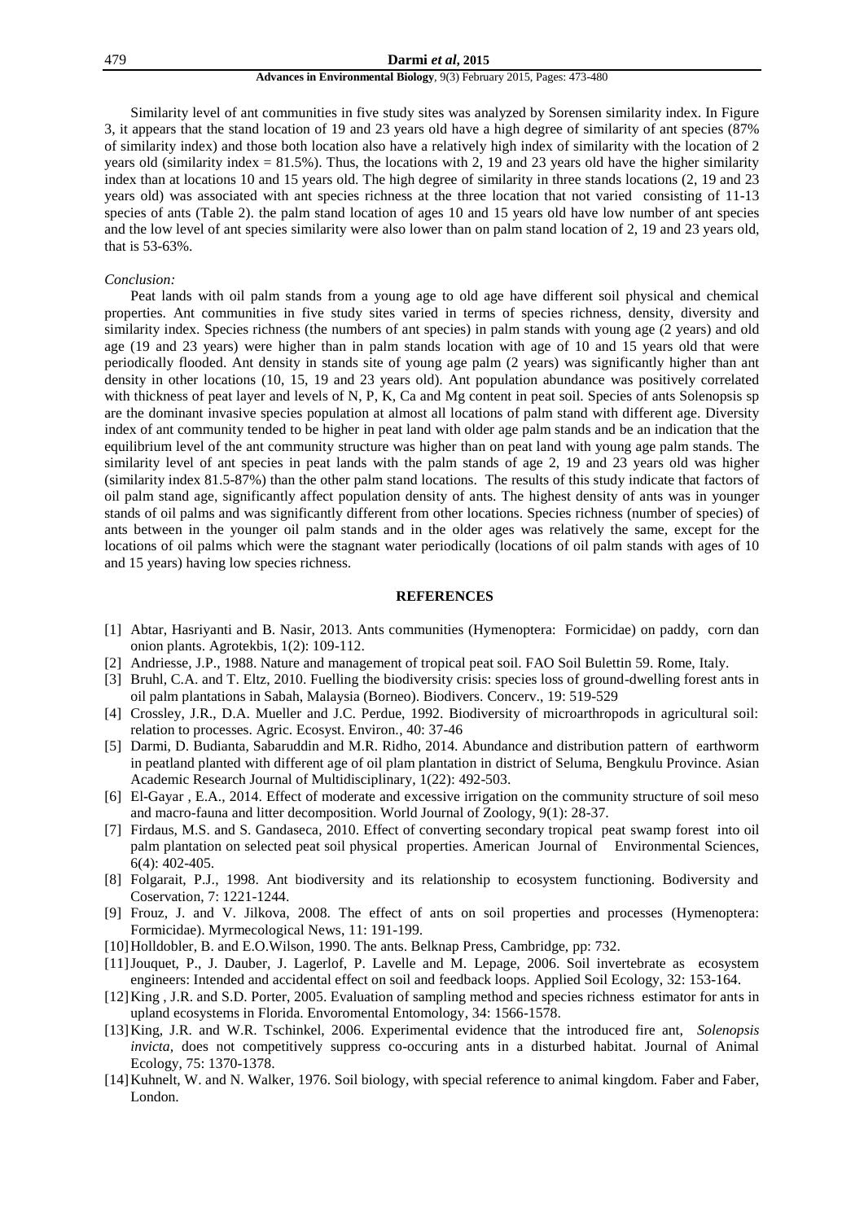Similarity level of ant communities in five study sites was analyzed by Sorensen similarity index. In Figure 3, it appears that the stand location of 19 and 23 years old have a high degree of similarity of ant species (87% of similarity index) and those both location also have a relatively high index of similarity with the location of 2 years old (similarity index = 81.5%). Thus, the locations with 2, 19 and 23 years old have the higher similarity index than at locations 10 and 15 years old. The high degree of similarity in three stands locations (2, 19 and 23 years old) was associated with ant species richness at the three location that not varied consisting of 11-13 species of ants (Table 2). the palm stand location of ages 10 and 15 years old have low number of ant species and the low level of ant species similarity were also lower than on palm stand location of 2, 19 and 23 years old, that is 53-63%.

*Conclusion:*

Peat lands with oil palm stands from a young age to old age have different soil physical and chemical properties. Ant communities in five study sites varied in terms of species richness, density, diversity and similarity index. Species richness (the numbers of ant species) in palm stands with young age (2 years) and old age (19 and 23 years) were higher than in palm stands location with age of 10 and 15 years old that were periodically flooded. Ant density in stands site of young age palm (2 years) was significantly higher than ant density in other locations (10, 15, 19 and 23 years old). Ant population abundance was positively correlated with thickness of peat layer and levels of N, P, K, Ca and Mg content in peat soil. Species of ants Solenopsis sp are the dominant invasive species population at almost all locations of palm stand with different age. Diversity index of ant community tended to be higher in peat land with older age palm stands and be an indication that the equilibrium level of the ant community structure was higher than on peat land with young age palm stands. The similarity level of ant species in peat lands with the palm stands of age 2, 19 and 23 years old was higher (similarity index 81.5-87%) than the other palm stand locations. The results of this study indicate that factors of oil palm stand age, significantly affect population density of ants. The highest density of ants was in younger stands of oil palms and was significantly different from other locations. Species richness (number of species) of ants between in the younger oil palm stands and in the older ages was relatively the same, except for the locations of oil palms which were the stagnant water periodically (locations of oil palm stands with ages of 10 and 15 years) having low species richness.

## REFERENCES

[1] Abtar, Hasriyanti and B. Nasir, 2013. Ants communities (Hymenoptera: Formicidae) on paddy, corn dan onion plants. Agrotekbis, 1(2): 109-112.

[2] Andriesse, J.P., 1988. Nature and management of tropical peat soil. FAO Soil Bulettin 59. Rome, Italy.

[3] Bruhl, C.A. and T. Eltz, 2010. Fuelling the biodiversity crisis: species loss of ground-dwelling forest ants in oil palm plantations in Sabah, Malaysia (Borneo). Biodivers. Concerv., 19: 519-529

[4] Crossley, J.R., D.A. Mueller and J.C. Perdue, 1992. Biodiversity of microarthropods in agricultural soil: relation to processes. Agric. Ecosyst. Environ., 40: 37-46

[5] Darmi, D. Budianta, Sabaruddin and M.R. Ridho, 2014. Abundance and distribution pattern of earthworm in peatland planted with different age of oil plam plantation in district of Seluma, Bengkulu Province. Asian Academic Research Journal of Multidisciplinary, 1(22): 492-503.

[6] El-Gayar , E.A., 2014. Effect of moderate and excessive irrigation on the community structure of soil meso and macro-fauna and litter decomposition. World Journal of Zoology, 9(1): 28-37.

[7] Firdaus, M.S. and S. Gandaseca, 2010. Effect of converting secondary tropical peat swamp forest into oil palm plantation on selected peat soil physical properties. American Journal of Environmental Sciences, 6(4): 402-405.

[8] Folgarait, P.J., 1998. Ant biodiversity and its relationship to ecosystem functioning. Bodiversity and Coservation, 7: 1221-1244.

[9] Frouz, J. and V. Jilkova, 2008. The effect of ants on soil properties and processes (Hymenoptera: Formicidae). Myrmecological News, 11: 191-199.

[10] Holldobler, B. and E.O.Wilson, 1990. The ants. Belknap Press, Cambridge, pp: 732.

[11] Jouquet, P., J. Dauber, J. Lagerlof, P. Lavelle and M. Lepage, 2006. Soil invertebrate as ecosystem engineers: Intended and accidental effect on soil and feedback loops. Applied Soil Ecology, 32: 153-164.

[12] King , J.R. and S.D. Porter, 2005. Evaluation of sampling method and species richness estimator for ants in upland ecosystems in Florida. Envoromental Entomology, 34: 1566-1578.

[13] King, J.R. and W.R. Tschinkel, 2006. Experimental evidence that the introduced fire ant, *Solenopsis invicta*, does not competitively suppress co-occuring ants in a disturbed habitat. Journal of Animal Ecology, 75: 1370-1378.

[14] Kuhnelt, W. and N. Walker, 1976. Soil biology, with special reference to animal kingdom. Faber and Faber, London.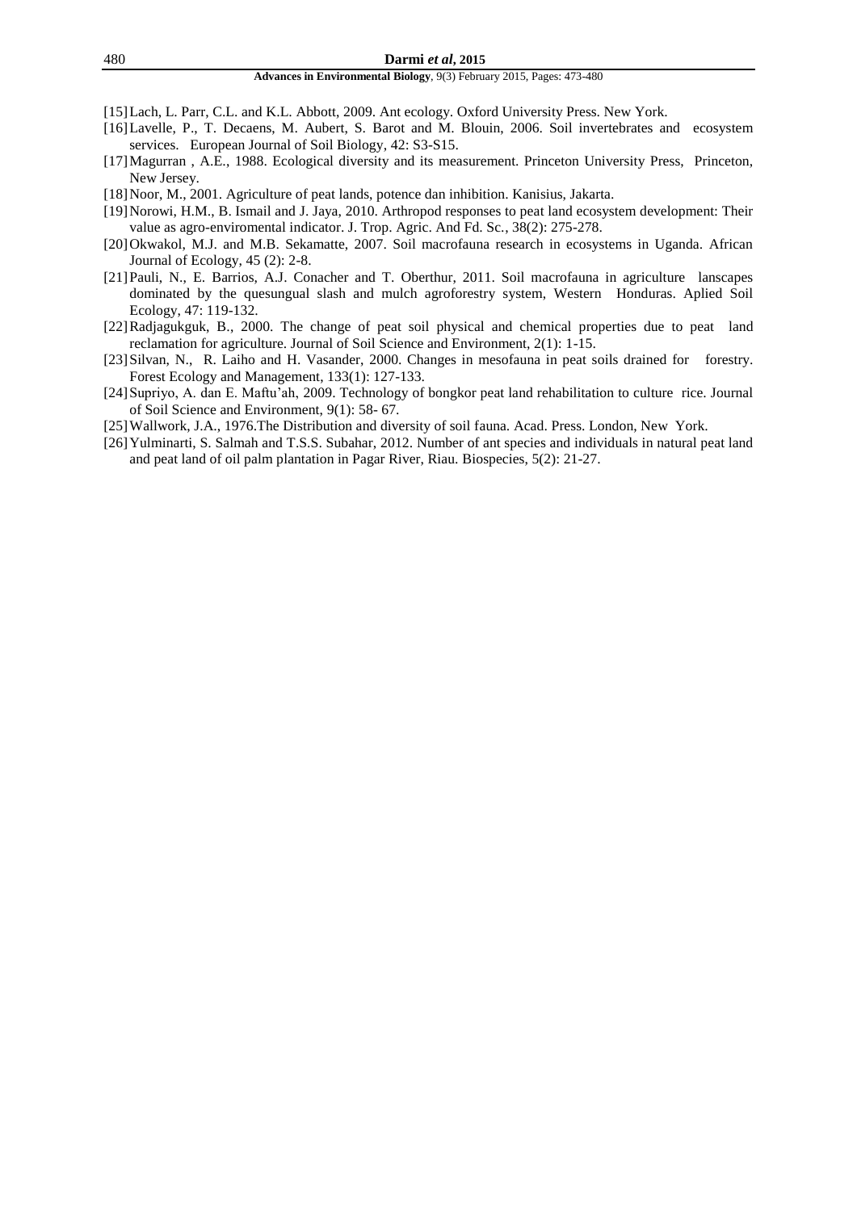[15] Lach, L. Parr, C.L. and K.L. Abbott, 2009. Ant ecology. Oxford University Press. New York.

[16] Lavelle, P., T. Decaens, M. Aubert, S. Barot and M. Blouin, 2006. Soil invertebrates and ecosystem services. European Journal of Soil Biology, 42: S3-S15.

[17] Magurran , A.E., 1988. Ecological diversity and its measurement. Princeton University Press, Princeton, New Jersey.

[18] Noor, M., 2001. Agriculture of peat lands, potence dan inhibition. Kanisius, Jakarta.

[19] Norowi, H.M., B. Ismail and J. Jaya, 2010. Arthropod responses to peat land ecosystem development: Their value as agro-enviromental indicator. J. Trop. Agric. And Fd. Sc., 38(2): 275-278.

[20] Okwakol, M.J. and M.B. Sekamatte, 2007. Soil macrofauna research in ecosystems in Uganda. African Journal of Ecology, 45 (2): 2-8.

[21] Pauli, N., E. Barrios, A.J. Conacher and T. Oberthur, 2011. Soil macrofauna in agriculture lanscapes dominated by the quesungual slash and mulch agroforestry system, Western Honduras. Aplied Soil Ecology, 47: 119-132.

[22] Radjagukguk, B., 2000. The change of peat soil physical and chemical properties due to peat land reclamation for agriculture. Journal of Soil Science and Environment, 2(1): 1-15.

[23] Silvan, N., R. Laiho and H. Vasander, 2000. Changes in mesofauna in peat soils drained for forestry. Forest Ecology and Management, 133(1): 127-133.

[24] Supriyo, A. dan E. Maftu'ah, 2009. Technology of bongkor peat land rehabilitation to culture rice. Journal of Soil Science and Environment, 9(1): 58- 67.

[25] Wallwork, J.A., 1976.The Distribution and diversity of soil fauna. Acad. Press. London, New York.

[26] Yulminarti, S. Salmah and T.S.S. Subahar, 2012. Number of ant species and individuals in natural peat land and peat land of oil palm plantation in Pagar River, Riau. Biospecies, 5(2): 21-27.